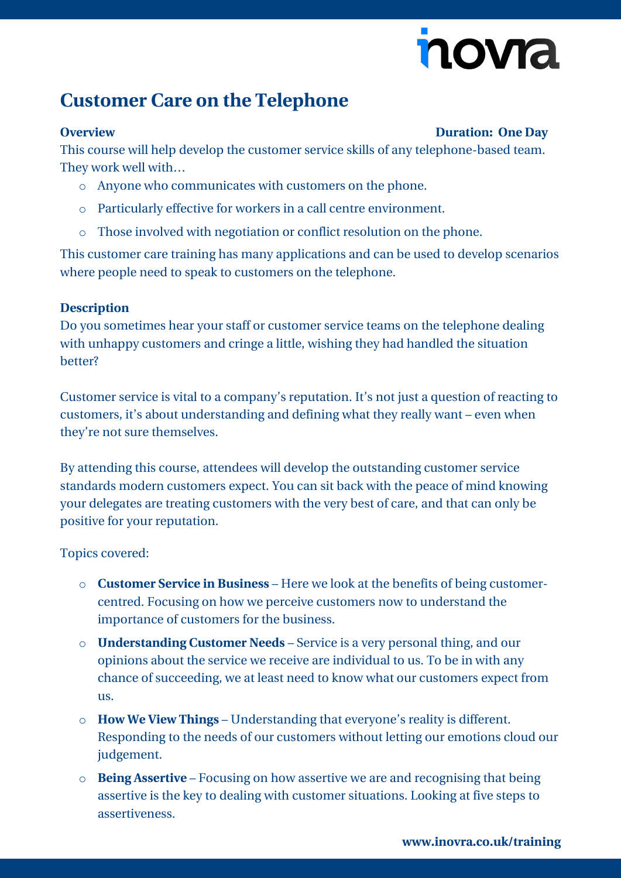# Customer Care on the Telephone

**Overview** **Duration: One Day**

This course will help develop the customer service skills of any telephone-based team. They work well with…

- Anyone who communicates with customers on the phone.
- Particularly effective for workers in a call centre environment.
- Those involved with negotiation or conflict resolution on the phone.

This customer care training has many applications and can be used to develop scenarios where people need to speak to customers on the telephone.

**Description**

Do you sometimes hear your staff or customer service teams on the telephone dealing with unhappy customers and cringe a little, wishing they had handled the situation better?

Customer service is vital to a company's reputation. It's not just a question of reacting to customers, it's about understanding and defining what they really want – even when they're not sure themselves.

By attending this course, attendees will develop the outstanding customer service standards modern customers expect. You can sit back with the peace of mind knowing your delegates are treating customers with the very best of care, and that can only be positive for your reputation.

Topics covered:

- **Customer Service in Business** – Here we look at the benefits of being customer-centred. Focusing on how we perceive customers now to understand the importance of customers for the business.
- **Understanding Customer Needs** – Service is a very personal thing, and our opinions about the service we receive are individual to us. To be in with any chance of succeeding, we at least need to know what our customers expect from us.
- **How We View Things** – Understanding that everyone's reality is different. Responding to the needs of our customers without letting our emotions cloud our judgement.
- **Being Assertive** – Focusing on how assertive we are and recognising that being assertive is the key to dealing with customer situations. Looking at five steps to assertiveness.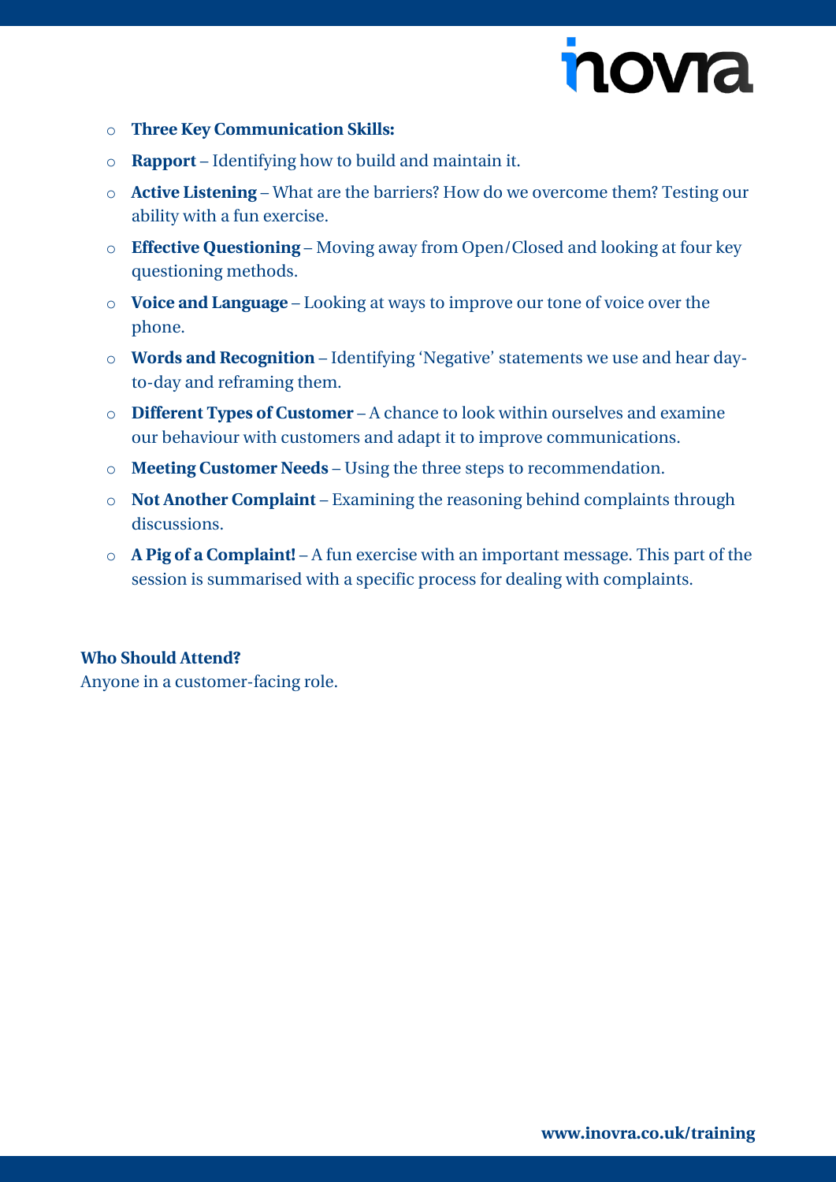- **Three Key Communication Skills:**
- **Rapport** – Identifying how to build and maintain it.
- **Active Listening** – What are the barriers? How do we overcome them? Testing our ability with a fun exercise.
- **Effective Questioning** – Moving away from Open/Closed and looking at four key questioning methods.
- **Voice and Language** – Looking at ways to improve our tone of voice over the phone.
- **Words and Recognition** – Identifying 'Negative' statements we use and hear day-to-day and reframing them.
- **Different Types of Customer** – A chance to look within ourselves and examine our behaviour with customers and adapt it to improve communications.
- **Meeting Customer Needs** – Using the three steps to recommendation.
- **Not Another Complaint** – Examining the reasoning behind complaints through discussions.
- **A Pig of a Complaint!** – A fun exercise with an important message. This part of the session is summarised with a specific process for dealing with complaints.

**Who Should Attend?**
Anyone in a customer-facing role.